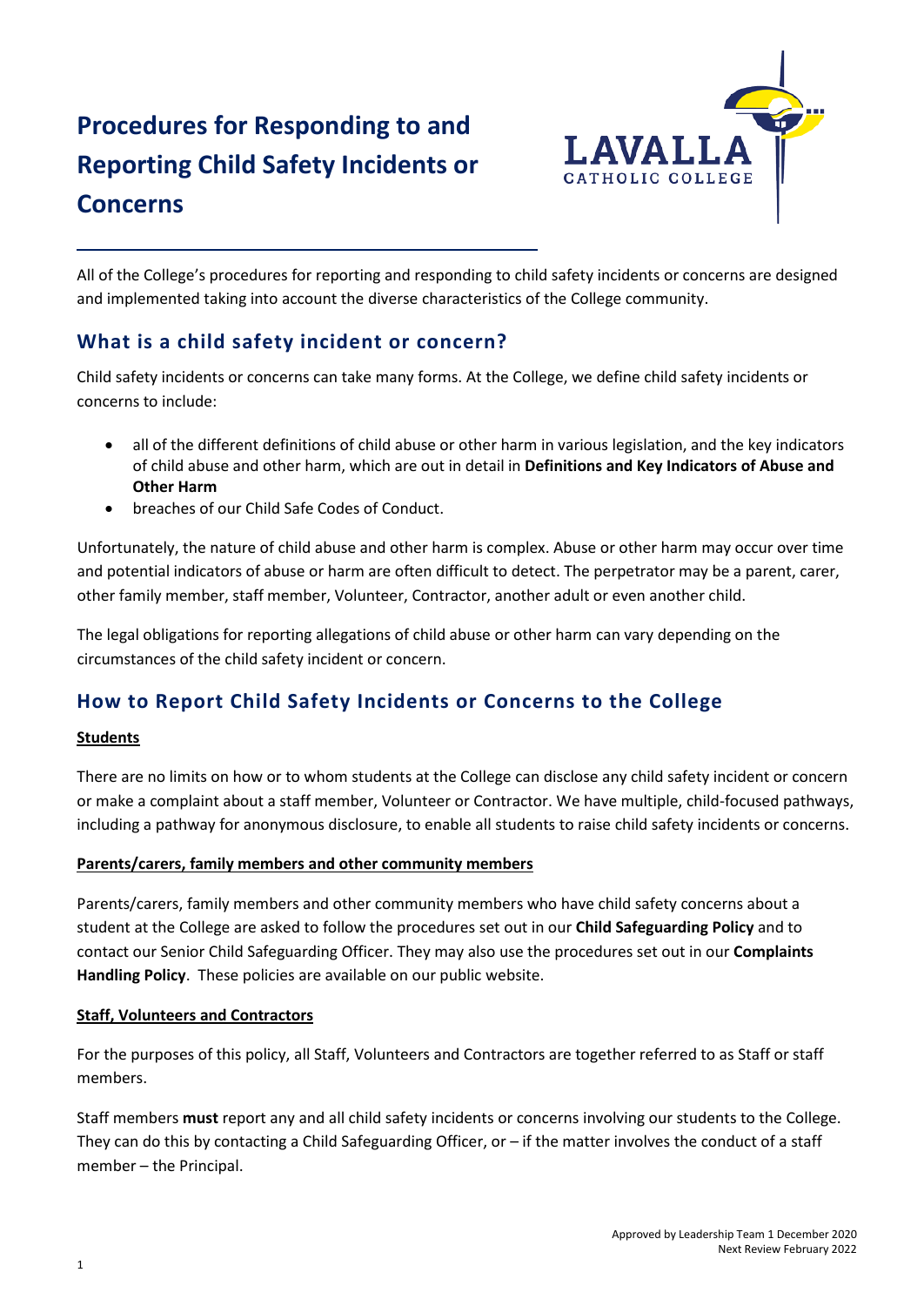# Procedures for Responding to and Reporting Child Safety Incidents or Concerns

All of the College's procedures for reporting and responding to child safety incidents or concerns are designed and implemented taking into account the diverse characteristics of the College community.

## What is a child safety incident or concern?

Child safety incidents or concerns can take many forms. At the College, we define child safety incidents or concerns to include:

- all of the different definitions of child abuse or other harm in various legislation, and the key indicators of child abuse and other harm, which are out in detail in **Definitions and Key Indicators of Abuse and Other Harm**
- breaches of our Child Safe Codes of Conduct.

Unfortunately, the nature of child abuse and other harm is complex. Abuse or other harm may occur over time and potential indicators of abuse or harm are often difficult to detect. The perpetrator may be a parent, carer, other family member, staff member, Volunteer, Contractor, another adult or even another child.

The legal obligations for reporting allegations of child abuse or other harm can vary depending on the circumstances of the child safety incident or concern.

## How to Report Child Safety Incidents or Concerns to the College

### Students

There are no limits on how or to whom students at the College can disclose any child safety incident or concern or make a complaint about a staff member, Volunteer or Contractor. We have multiple, child-focused pathways, including a pathway for anonymous disclosure, to enable all students to raise child safety incidents or concerns.

### Parents/carers, family members and other community members

Parents/carers, family members and other community members who have child safety concerns about a student at the College are asked to follow the procedures set out in our **Child Safeguarding Policy** and to contact our Senior Child Safeguarding Officer. They may also use the procedures set out in our **Complaints Handling Policy**. These policies are available on our public website.

### Staff, Volunteers and Contractors

For the purposes of this policy, all Staff, Volunteers and Contractors are together referred to as Staff or staff members.

Staff members **must** report any and all child safety incidents or concerns involving our students to the College. They can do this by contacting a Child Safeguarding Officer, or – if the matter involves the conduct of a staff member – the Principal.

Approved by Leadership Team 1 December 2020
Next Review February 2022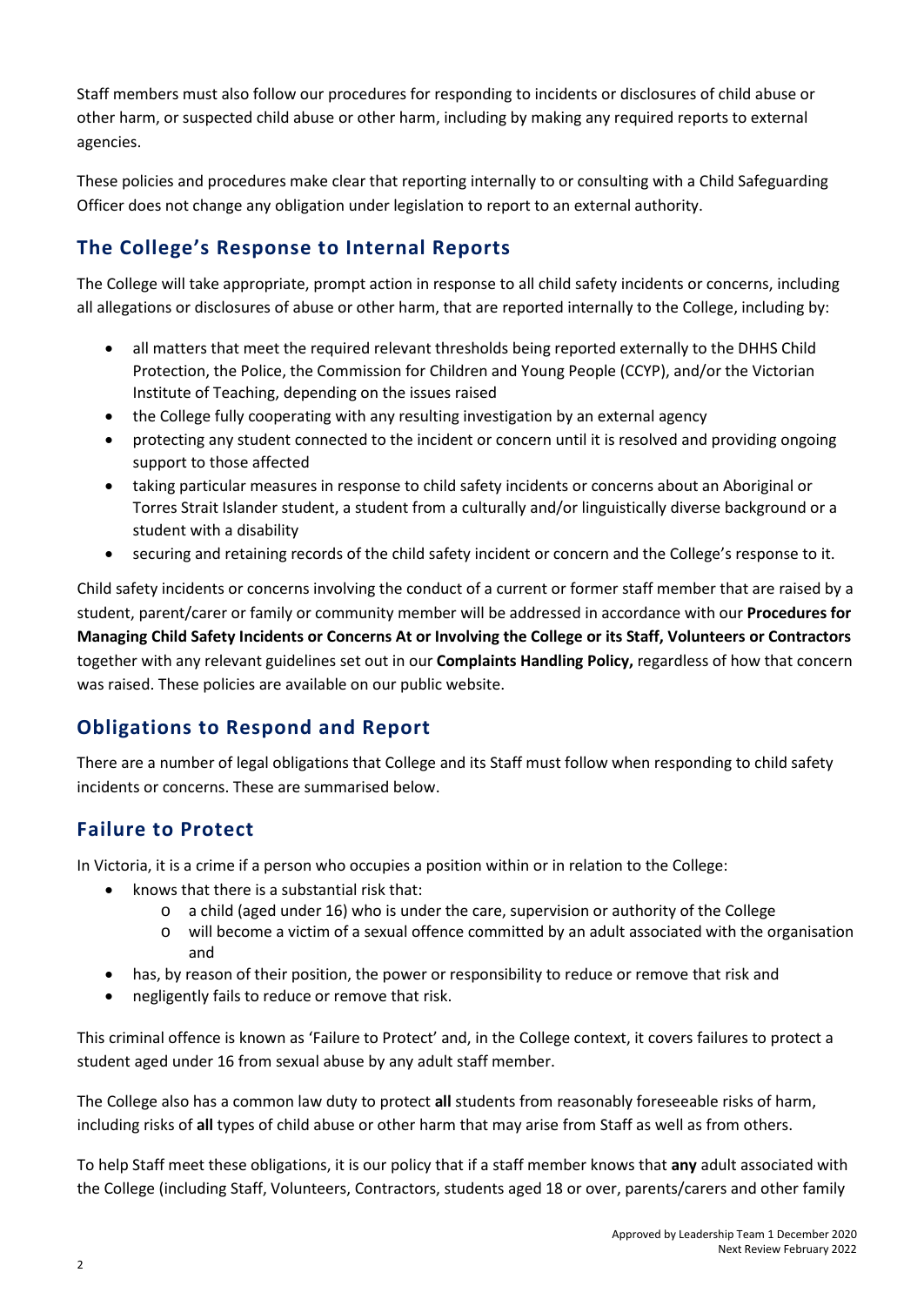Staff members must also follow our procedures for responding to incidents or disclosures of child abuse or other harm, or suspected child abuse or other harm, including by making any required reports to external agencies.

These policies and procedures make clear that reporting internally to or consulting with a Child Safeguarding Officer does not change any obligation under legislation to report to an external authority.

## The College's Response to Internal Reports

The College will take appropriate, prompt action in response to all child safety incidents or concerns, including all allegations or disclosures of abuse or other harm, that are reported internally to the College, including by:

- all matters that meet the required relevant thresholds being reported externally to the DHHS Child Protection, the Police, the Commission for Children and Young People (CCYP), and/or the Victorian Institute of Teaching, depending on the issues raised
- the College fully cooperating with any resulting investigation by an external agency
- protecting any student connected to the incident or concern until it is resolved and providing ongoing support to those affected
- taking particular measures in response to child safety incidents or concerns about an Aboriginal or Torres Strait Islander student, a student from a culturally and/or linguistically diverse background or a student with a disability
- securing and retaining records of the child safety incident or concern and the College's response to it.

Child safety incidents or concerns involving the conduct of a current or former staff member that are raised by a student, parent/carer or family or community member will be addressed in accordance with our **Procedures for Managing Child Safety Incidents or Concerns At or Involving the College or its Staff, Volunteers or Contractors** together with any relevant guidelines set out in our **Complaints Handling Policy,** regardless of how that concern was raised. These policies are available on our public website.

## Obligations to Respond and Report

There are a number of legal obligations that College and its Staff must follow when responding to child safety incidents or concerns. These are summarised below.

## Failure to Protect

In Victoria, it is a crime if a person who occupies a position within or in relation to the College:

- knows that there is a substantial risk that:
  - a child (aged under 16) who is under the care, supervision or authority of the College
  - will become a victim of a sexual offence committed by an adult associated with the organisation and
- has, by reason of their position, the power or responsibility to reduce or remove that risk and
- negligently fails to reduce or remove that risk.

This criminal offence is known as 'Failure to Protect' and, in the College context, it covers failures to protect a student aged under 16 from sexual abuse by any adult staff member.

The College also has a common law duty to protect **all** students from reasonably foreseeable risks of harm, including risks of **all** types of child abuse or other harm that may arise from Staff as well as from others.

To help Staff meet these obligations, it is our policy that if a staff member knows that **any** adult associated with the College (including Staff, Volunteers, Contractors, students aged 18 or over, parents/carers and other family

Approved by Leadership Team 1 December 2020
Next Review February 2022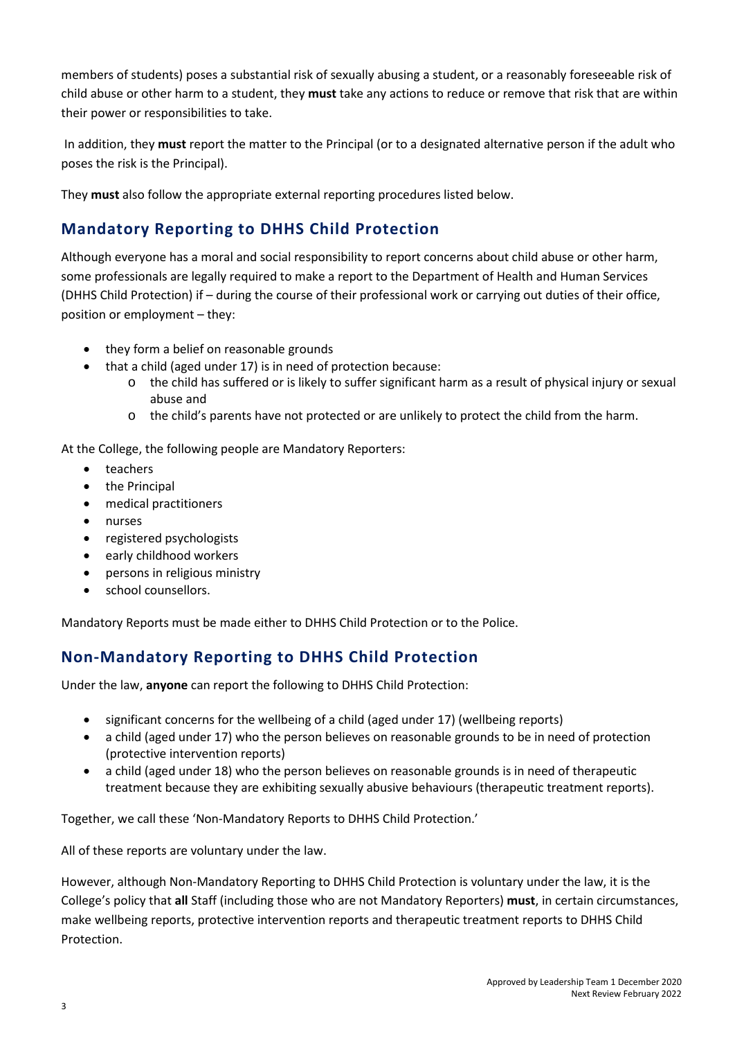members of students) poses a substantial risk of sexually abusing a student, or a reasonably foreseeable risk of child abuse or other harm to a student, they **must** take any actions to reduce or remove that risk that are within their power or responsibilities to take.

In addition, they **must** report the matter to the Principal (or to a designated alternative person if the adult who poses the risk is the Principal).

They **must** also follow the appropriate external reporting procedures listed below.

## Mandatory Reporting to DHHS Child Protection

Although everyone has a moral and social responsibility to report concerns about child abuse or other harm, some professionals are legally required to make a report to the Department of Health and Human Services (DHHS Child Protection) if – during the course of their professional work or carrying out duties of their office, position or employment – they:

- they form a belief on reasonable grounds
- that a child (aged under 17) is in need of protection because:
  - the child has suffered or is likely to suffer significant harm as a result of physical injury or sexual abuse and
  - the child's parents have not protected or are unlikely to protect the child from the harm.

At the College, the following people are Mandatory Reporters:

- teachers
- the Principal
- medical practitioners
- nurses
- registered psychologists
- early childhood workers
- persons in religious ministry
- school counsellors.

Mandatory Reports must be made either to DHHS Child Protection or to the Police.

## Non-Mandatory Reporting to DHHS Child Protection

Under the law, **anyone** can report the following to DHHS Child Protection:

- significant concerns for the wellbeing of a child (aged under 17) (wellbeing reports)
- a child (aged under 17) who the person believes on reasonable grounds to be in need of protection (protective intervention reports)
- a child (aged under 18) who the person believes on reasonable grounds is in need of therapeutic treatment because they are exhibiting sexually abusive behaviours (therapeutic treatment reports).

Together, we call these 'Non-Mandatory Reports to DHHS Child Protection.'

All of these reports are voluntary under the law.

However, although Non-Mandatory Reporting to DHHS Child Protection is voluntary under the law, it is the College's policy that **all** Staff (including those who are not Mandatory Reporters) **must**, in certain circumstances, make wellbeing reports, protective intervention reports and therapeutic treatment reports to DHHS Child Protection.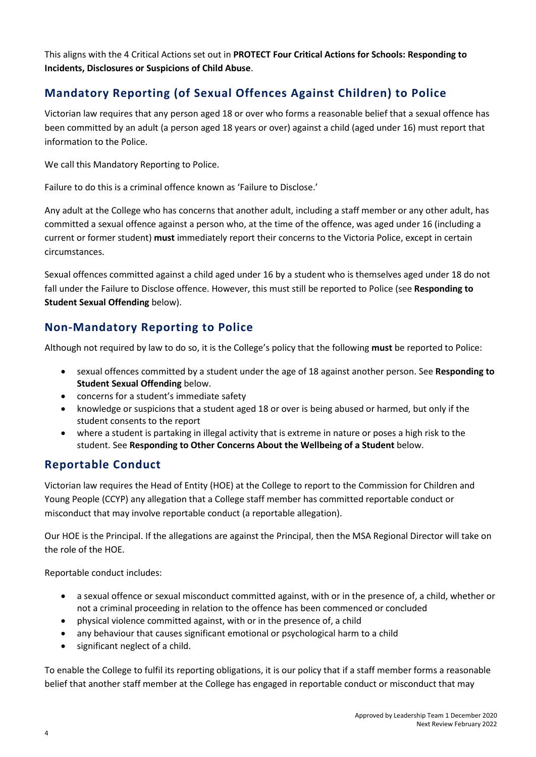This aligns with the 4 Critical Actions set out in **PROTECT Four Critical Actions for Schools: Responding to Incidents, Disclosures or Suspicions of Child Abuse**.

## Mandatory Reporting (of Sexual Offences Against Children) to Police

Victorian law requires that any person aged 18 or over who forms a reasonable belief that a sexual offence has been committed by an adult (a person aged 18 years or over) against a child (aged under 16) must report that information to the Police.

We call this Mandatory Reporting to Police.

Failure to do this is a criminal offence known as 'Failure to Disclose.'

Any adult at the College who has concerns that another adult, including a staff member or any other adult, has committed a sexual offence against a person who, at the time of the offence, was aged under 16 (including a current or former student) **must** immediately report their concerns to the Victoria Police, except in certain circumstances.

Sexual offences committed against a child aged under 16 by a student who is themselves aged under 18 do not fall under the Failure to Disclose offence. However, this must still be reported to Police (see **Responding to Student Sexual Offending** below).

## Non-Mandatory Reporting to Police

Although not required by law to do so, it is the College's policy that the following **must** be reported to Police:

- sexual offences committed by a student under the age of 18 against another person. See **Responding to Student Sexual Offending** below.
- concerns for a student's immediate safety
- knowledge or suspicions that a student aged 18 or over is being abused or harmed, but only if the student consents to the report
- where a student is partaking in illegal activity that is extreme in nature or poses a high risk to the student. See **Responding to Other Concerns About the Wellbeing of a Student** below.

## Reportable Conduct

Victorian law requires the Head of Entity (HOE) at the College to report to the Commission for Children and Young People (CCYP) any allegation that a College staff member has committed reportable conduct or misconduct that may involve reportable conduct (a reportable allegation).

Our HOE is the Principal. If the allegations are against the Principal, then the MSA Regional Director will take on the role of the HOE.

Reportable conduct includes:

- a sexual offence or sexual misconduct committed against, with or in the presence of, a child, whether or not a criminal proceeding in relation to the offence has been commenced or concluded
- physical violence committed against, with or in the presence of, a child
- any behaviour that causes significant emotional or psychological harm to a child
- significant neglect of a child.

To enable the College to fulfil its reporting obligations, it is our policy that if a staff member forms a reasonable belief that another staff member at the College has engaged in reportable conduct or misconduct that may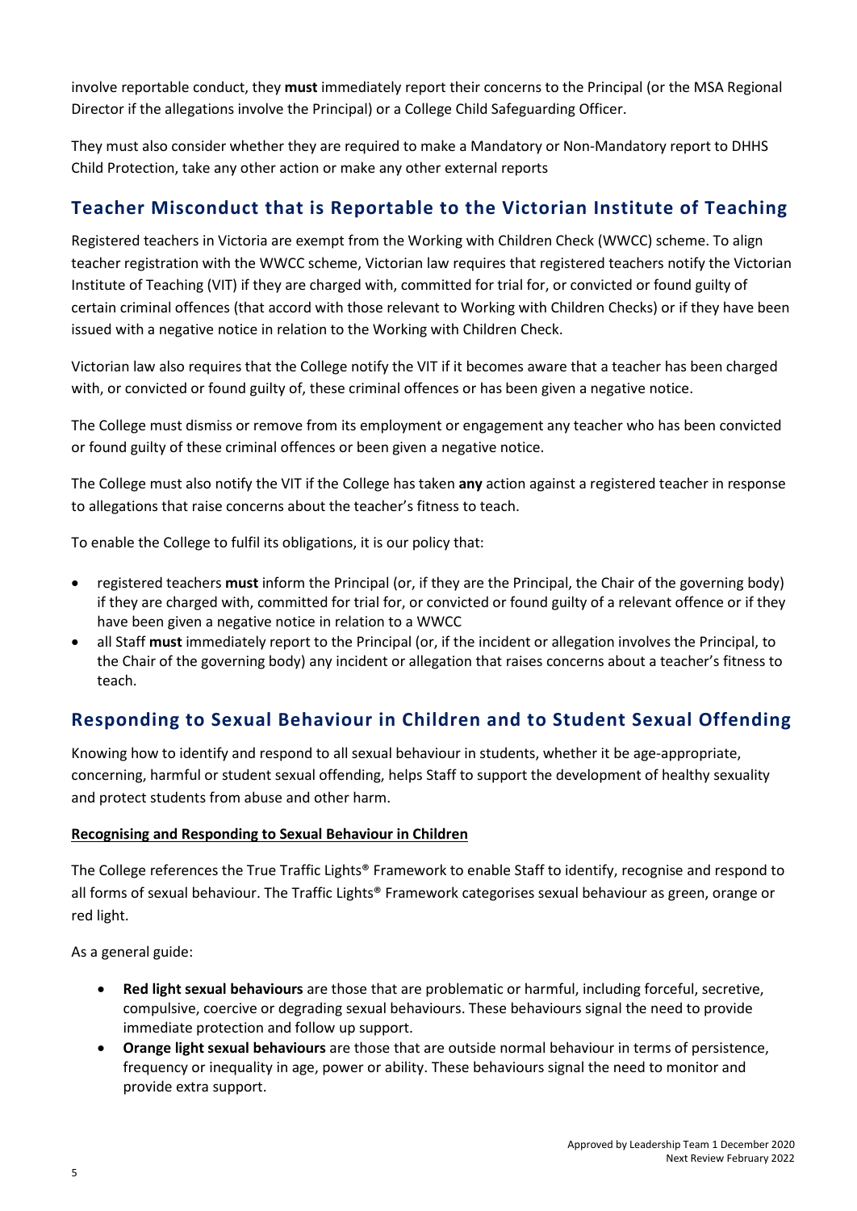involve reportable conduct, they **must** immediately report their concerns to the Principal (or the MSA Regional Director if the allegations involve the Principal) or a College Child Safeguarding Officer.

They must also consider whether they are required to make a Mandatory or Non-Mandatory report to DHHS Child Protection, take any other action or make any other external reports

## Teacher Misconduct that is Reportable to the Victorian Institute of Teaching

Registered teachers in Victoria are exempt from the Working with Children Check (WWCC) scheme. To align teacher registration with the WWCC scheme, Victorian law requires that registered teachers notify the Victorian Institute of Teaching (VIT) if they are charged with, committed for trial for, or convicted or found guilty of certain criminal offences (that accord with those relevant to Working with Children Checks) or if they have been issued with a negative notice in relation to the Working with Children Check.

Victorian law also requires that the College notify the VIT if it becomes aware that a teacher has been charged with, or convicted or found guilty of, these criminal offences or has been given a negative notice.

The College must dismiss or remove from its employment or engagement any teacher who has been convicted or found guilty of these criminal offences or been given a negative notice.

The College must also notify the VIT if the College has taken **any** action against a registered teacher in response to allegations that raise concerns about the teacher's fitness to teach.

To enable the College to fulfil its obligations, it is our policy that:

- registered teachers **must** inform the Principal (or, if they are the Principal, the Chair of the governing body) if they are charged with, committed for trial for, or convicted or found guilty of a relevant offence or if they have been given a negative notice in relation to a WWCC
- all Staff **must** immediately report to the Principal (or, if the incident or allegation involves the Principal, to the Chair of the governing body) any incident or allegation that raises concerns about a teacher's fitness to teach.

## Responding to Sexual Behaviour in Children and to Student Sexual Offending

Knowing how to identify and respond to all sexual behaviour in students, whether it be age-appropriate, concerning, harmful or student sexual offending, helps Staff to support the development of healthy sexuality and protect students from abuse and other harm.

**Recognising and Responding to Sexual Behaviour in Children**

The College references the True Traffic Lights® Framework to enable Staff to identify, recognise and respond to all forms of sexual behaviour. The Traffic Lights® Framework categorises sexual behaviour as green, orange or red light.

As a general guide:

- **Red light sexual behaviours** are those that are problematic or harmful, including forceful, secretive, compulsive, coercive or degrading sexual behaviours. These behaviours signal the need to provide immediate protection and follow up support.
- **Orange light sexual behaviours** are those that are outside normal behaviour in terms of persistence, frequency or inequality in age, power or ability. These behaviours signal the need to monitor and provide extra support.

Approved by Leadership Team 1 December 2020
Next Review February 2022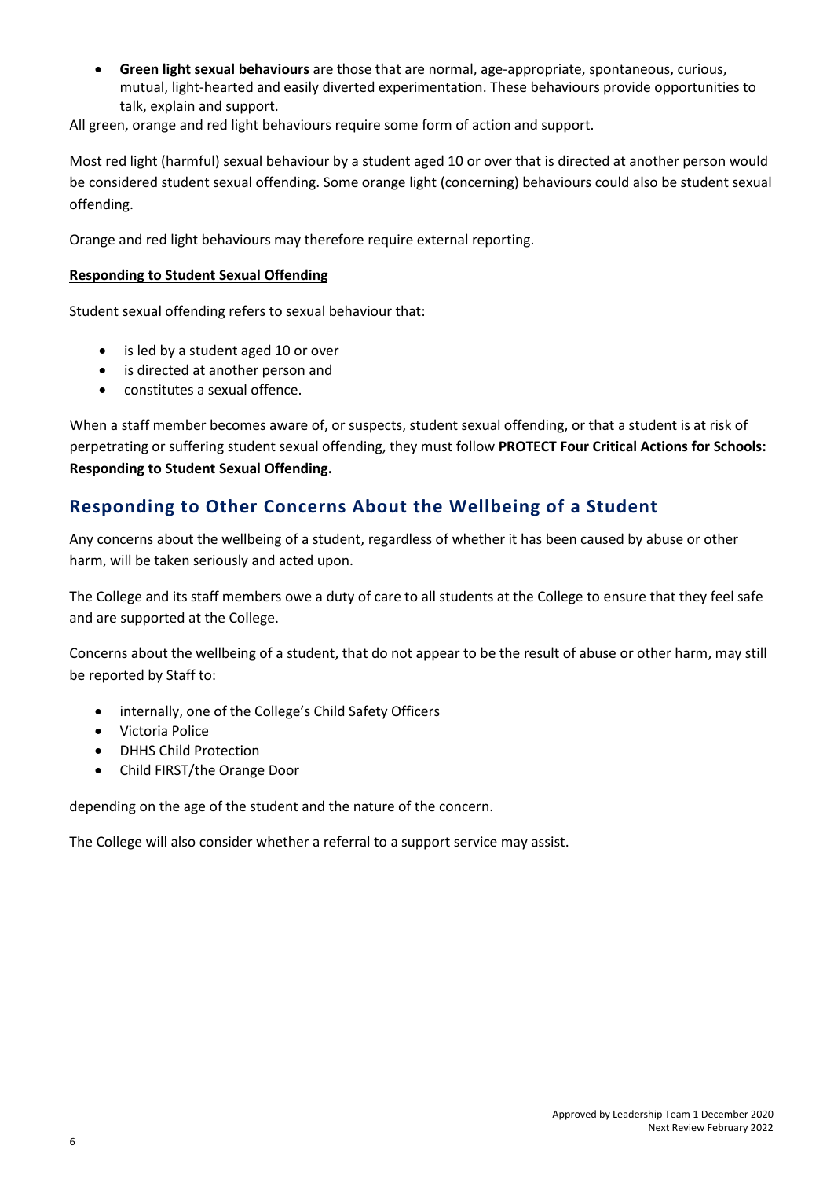- **Green light sexual behaviours** are those that are normal, age-appropriate, spontaneous, curious, mutual, light-hearted and easily diverted experimentation. These behaviours provide opportunities to talk, explain and support.

All green, orange and red light behaviours require some form of action and support.

Most red light (harmful) sexual behaviour by a student aged 10 or over that is directed at another person would be considered student sexual offending. Some orange light (concerning) behaviours could also be student sexual offending.

Orange and red light behaviours may therefore require external reporting.

**Responding to Student Sexual Offending**

Student sexual offending refers to sexual behaviour that:

- is led by a student aged 10 or over
- is directed at another person and
- constitutes a sexual offence.

When a staff member becomes aware of, or suspects, student sexual offending, or that a student is at risk of perpetrating or suffering student sexual offending, they must follow **PROTECT Four Critical Actions for Schools: Responding to Student Sexual Offending.**

## Responding to Other Concerns About the Wellbeing of a Student

Any concerns about the wellbeing of a student, regardless of whether it has been caused by abuse or other harm, will be taken seriously and acted upon.

The College and its staff members owe a duty of care to all students at the College to ensure that they feel safe and are supported at the College.

Concerns about the wellbeing of a student, that do not appear to be the result of abuse or other harm, may still be reported by Staff to:

- internally, one of the College's Child Safety Officers
- Victoria Police
- DHHS Child Protection
- Child FIRST/the Orange Door

depending on the age of the student and the nature of the concern.

The College will also consider whether a referral to a support service may assist.

Approved by Leadership Team 1 December 2020
Next Review February 2022